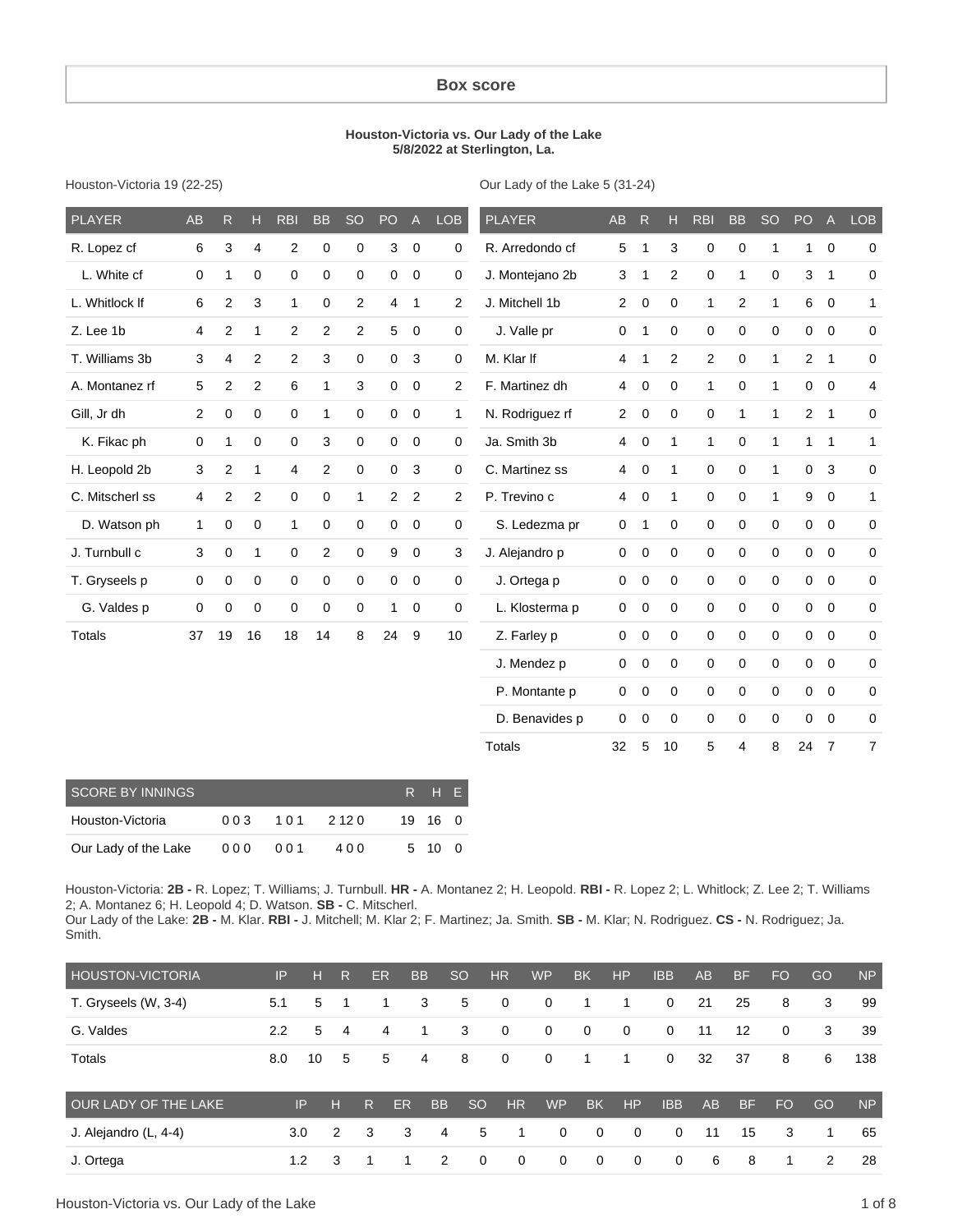## Box score

**Houston-Victoria vs. Our Lady of the Lake**
**5/8/2022 at Sterlington, La.**

Houston-Victoria 19 (22-25)

| PLAYER | AB | R | H | RBI | BB | SO | PO | A | LOB |
|---|---|---|---|---|---|---|---|---|---|
| R. Lopez cf | 6 | 3 | 4 | 2 | 0 | 0 | 3 | 0 | 0 |
| L. White cf | 0 | 1 | 0 | 0 | 0 | 0 | 0 | 0 | 0 |
| L. Whitlock lf | 6 | 2 | 3 | 1 | 0 | 2 | 4 | 1 | 2 |
| Z. Lee 1b | 4 | 2 | 1 | 2 | 2 | 2 | 5 | 0 | 0 |
| T. Williams 3b | 3 | 4 | 2 | 2 | 3 | 0 | 0 | 3 | 0 |
| A. Montanez rf | 5 | 2 | 2 | 6 | 1 | 3 | 0 | 0 | 2 |
| Gill, Jr dh | 2 | 0 | 0 | 0 | 1 | 0 | 0 | 0 | 1 |
| K. Fikac ph | 0 | 1 | 0 | 0 | 3 | 0 | 0 | 0 | 0 |
| H. Leopold 2b | 3 | 2 | 1 | 4 | 2 | 0 | 0 | 3 | 0 |
| C. Mitscherl ss | 4 | 2 | 2 | 0 | 0 | 1 | 2 | 2 | 2 |
| D. Watson ph | 1 | 0 | 0 | 1 | 0 | 0 | 0 | 0 | 0 |
| J. Turnbull c | 3 | 0 | 1 | 0 | 2 | 0 | 9 | 0 | 3 |
| T. Gryseels p | 0 | 0 | 0 | 0 | 0 | 0 | 0 | 0 | 0 |
| G. Valdes p | 0 | 0 | 0 | 0 | 0 | 0 | 1 | 0 | 0 |
| Totals | 37 | 19 | 16 | 18 | 14 | 8 | 24 | 9 | 10 |

Our Lady of the Lake 5 (31-24)

| PLAYER | AB | R | H | RBI | BB | SO | PO | A | LOB |
|---|---|---|---|---|---|---|---|---|---|
| R. Arredondo cf | 5 | 1 | 3 | 0 | 0 | 1 | 1 | 0 | 0 |
| J. Montejano 2b | 3 | 1 | 2 | 0 | 1 | 0 | 3 | 1 | 0 |
| J. Mitchell 1b | 2 | 0 | 0 | 1 | 2 | 1 | 6 | 0 | 1 |
| J. Valle pr | 0 | 1 | 0 | 0 | 0 | 0 | 0 | 0 | 0 |
| M. Klar lf | 4 | 1 | 2 | 2 | 0 | 1 | 2 | 1 | 0 |
| F. Martinez dh | 4 | 0 | 0 | 1 | 0 | 1 | 0 | 0 | 4 |
| N. Rodriguez rf | 2 | 0 | 0 | 0 | 1 | 1 | 2 | 1 | 0 |
| Ja. Smith 3b | 4 | 0 | 1 | 1 | 0 | 1 | 1 | 1 | 1 |
| C. Martinez ss | 4 | 0 | 1 | 0 | 0 | 1 | 0 | 3 | 0 |
| P. Trevino c | 4 | 0 | 1 | 0 | 0 | 1 | 9 | 0 | 1 |
| S. Ledezma pr | 0 | 1 | 0 | 0 | 0 | 0 | 0 | 0 | 0 |
| J. Alejandro p | 0 | 0 | 0 | 0 | 0 | 0 | 0 | 0 | 0 |
| J. Ortega p | 0 | 0 | 0 | 0 | 0 | 0 | 0 | 0 | 0 |
| L. Klosterma p | 0 | 0 | 0 | 0 | 0 | 0 | 0 | 0 | 0 |
| Z. Farley p | 0 | 0 | 0 | 0 | 0 | 0 | 0 | 0 | 0 |
| J. Mendez p | 0 | 0 | 0 | 0 | 0 | 0 | 0 | 0 | 0 |
| P. Montante p | 0 | 0 | 0 | 0 | 0 | 0 | 0 | 0 | 0 |
| D. Benavides p | 0 | 0 | 0 | 0 | 0 | 0 | 0 | 0 | 0 |
| Totals | 32 | 5 | 10 | 5 | 4 | 8 | 24 | 7 | 7 |

| SCORE BY INNINGS | | | | R | H | E |
|---|---|---|---|---|---|---|
| Houston-Victoria | 0 0 3 | 1 0 1 | 2 12 0 | 19 | 16 | 0 |
| Our Lady of the Lake | 0 0 0 | 0 0 1 | 4 0 0 | 5 | 10 | 0 |

Houston-Victoria: **2B -** R. Lopez; T. Williams; J. Turnbull. **HR -** A. Montanez 2; H. Leopold. **RBI -** R. Lopez 2; L. Whitlock; Z. Lee 2; T. Williams 2; A. Montanez 6; H. Leopold 4; D. Watson. **SB -** C. Mitscherl.
Our Lady of the Lake: **2B -** M. Klar. **RBI -** J. Mitchell; M. Klar 2; F. Martinez; Ja. Smith. **SB -** M. Klar; N. Rodriguez. **CS -** N. Rodriguez; Ja. Smith.

| HOUSTON-VICTORIA | IP | H | R | ER | BB | SO | HR | WP | BK | HP | IBB | AB | BF | FO | GO | NP |
|---|---|---|---|---|---|---|---|---|---|---|---|---|---|---|---|---|
| T. Gryseels (W, 3-4) | 5.1 | 5 | 1 | 1 | 3 | 5 | 0 | 0 | 1 | 1 | 0 | 21 | 25 | 8 | 3 | 99 |
| G. Valdes | 2.2 | 5 | 4 | 4 | 1 | 3 | 0 | 0 | 0 | 0 | 0 | 11 | 12 | 0 | 3 | 39 |
| Totals | 8.0 | 10 | 5 | 5 | 4 | 8 | 0 | 0 | 1 | 1 | 0 | 32 | 37 | 8 | 6 | 138 |

| OUR LADY OF THE LAKE | IP | H | R | ER | BB | SO | HR | WP | BK | HP | IBB | AB | BF | FO | GO | NP |
|---|---|---|---|---|---|---|---|---|---|---|---|---|---|---|---|---|
| J. Alejandro (L, 4-4) | 3.0 | 2 | 3 | 3 | 4 | 5 | 1 | 0 | 0 | 0 | 0 | 11 | 15 | 3 | 1 | 65 |
| J. Ortega | 1.2 | 3 | 1 | 1 | 2 | 0 | 0 | 0 | 0 | 0 | 0 | 6 | 8 | 1 | 2 | 28 |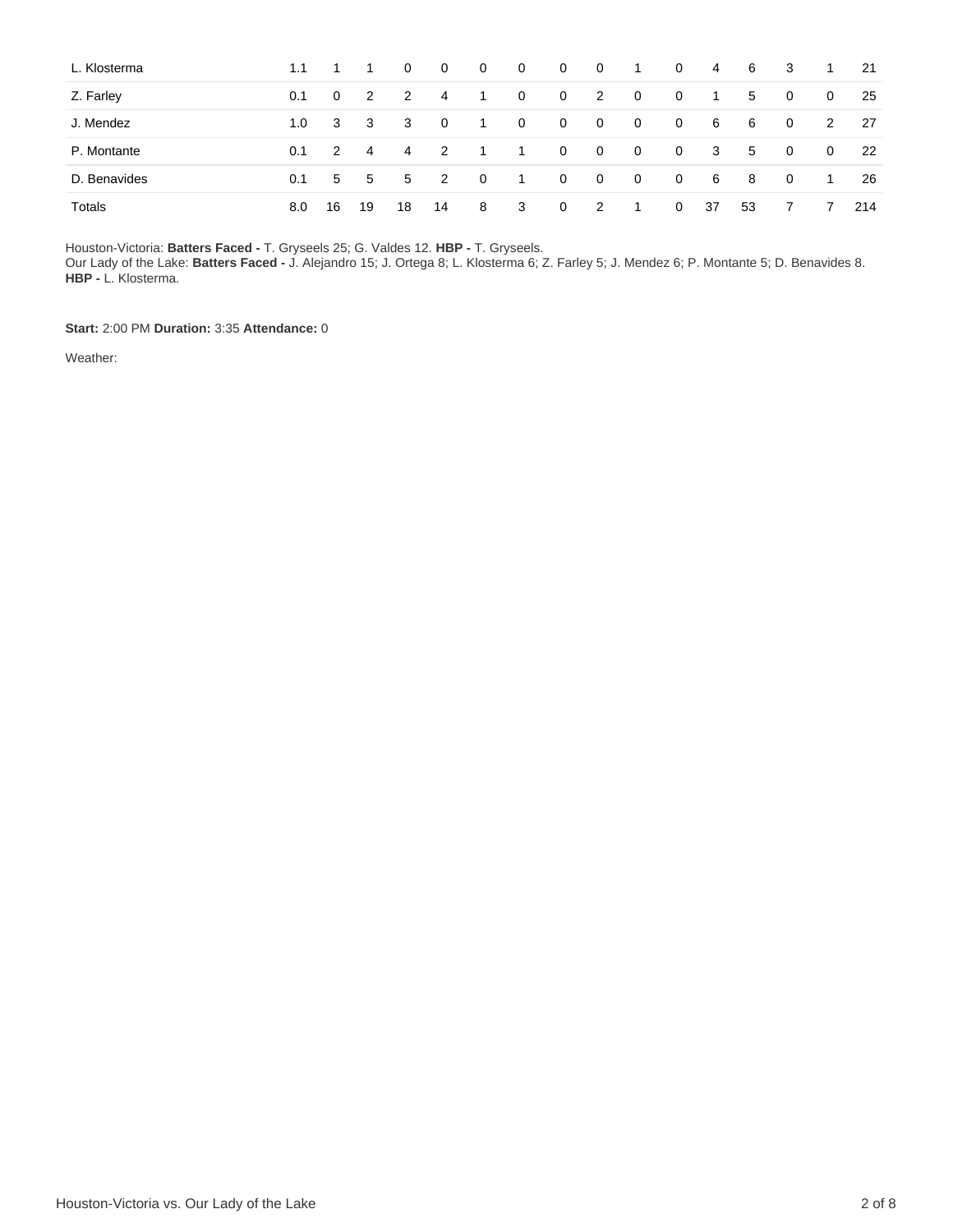| | | | | | | | | | | | | | | | | |
|---|---|---|---|---|---|---|---|---|---|---|---|---|---|---|---|---|
| L. Klosterma | 1.1 | 1 | 1 | 0 | 0 | 0 | 0 | 0 | 0 | 1 | 0 | 4 | 6 | 3 | 1 | 21 |
| Z. Farley | 0.1 | 0 | 2 | 2 | 4 | 1 | 0 | 0 | 2 | 0 | 0 | 1 | 5 | 0 | 0 | 25 |
| J. Mendez | 1.0 | 3 | 3 | 3 | 0 | 1 | 0 | 0 | 0 | 0 | 0 | 6 | 6 | 0 | 2 | 27 |
| P. Montante | 0.1 | 2 | 4 | 4 | 2 | 1 | 1 | 0 | 0 | 0 | 0 | 3 | 5 | 0 | 0 | 22 |
| D. Benavides | 0.1 | 5 | 5 | 5 | 2 | 0 | 1 | 0 | 0 | 0 | 0 | 6 | 8 | 0 | 1 | 26 |
| Totals | 8.0 | 16 | 19 | 18 | 14 | 8 | 3 | 0 | 2 | 1 | 0 | 37 | 53 | 7 | 7 | 214 |

Houston-Victoria: **Batters Faced -** T. Gryseels 25; G. Valdes 12. **HBP -** T. Gryseels.
Our Lady of the Lake: **Batters Faced -** J. Alejandro 15; J. Ortega 8; L. Klosterma 6; Z. Farley 5; J. Mendez 6; P. Montante 5; D. Benavides 8. **HBP -** L. Klosterma.

**Start:** 2:00 PM **Duration:** 3:35 **Attendance:** 0

Weather: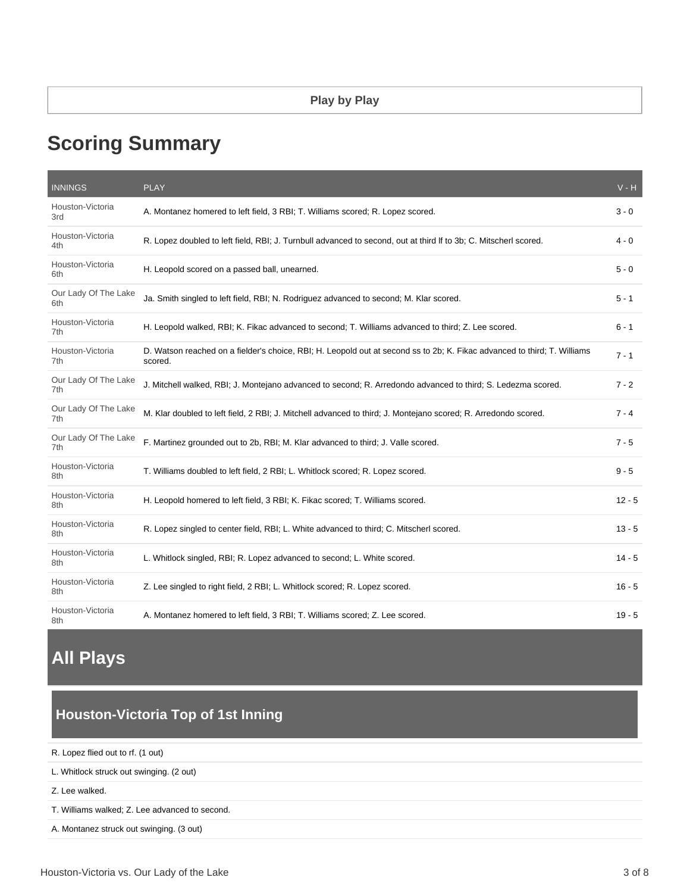**Play by Play**

# Scoring Summary

| INNINGS | PLAY | V - H |
|---|---|---|
| Houston-Victoria 3rd | A. Montanez homered to left field, 3 RBI; T. Williams scored; R. Lopez scored. | 3 - 0 |
| Houston-Victoria 4th | R. Lopez doubled to left field, RBI; J. Turnbull advanced to second, out at third lf to 3b; C. Mitscherl scored. | 4 - 0 |
| Houston-Victoria 6th | H. Leopold scored on a passed ball, unearned. | 5 - 0 |
| Our Lady Of The Lake 6th | Ja. Smith singled to left field, RBI; N. Rodriguez advanced to second; M. Klar scored. | 5 - 1 |
| Houston-Victoria 7th | H. Leopold walked, RBI; K. Fikac advanced to second; T. Williams advanced to third; Z. Lee scored. | 6 - 1 |
| Houston-Victoria 7th | D. Watson reached on a fielder's choice, RBI; H. Leopold out at second ss to 2b; K. Fikac advanced to third; T. Williams scored. | 7 - 1 |
| Our Lady Of The Lake 7th | J. Mitchell walked, RBI; J. Montejano advanced to second; R. Arredondo advanced to third; S. Ledezma scored. | 7 - 2 |
| Our Lady Of The Lake 7th | M. Klar doubled to left field, 2 RBI; J. Mitchell advanced to third; J. Montejano scored; R. Arredondo scored. | 7 - 4 |
| Our Lady Of The Lake 7th | F. Martinez grounded out to 2b, RBI; M. Klar advanced to third; J. Valle scored. | 7 - 5 |
| Houston-Victoria 8th | T. Williams doubled to left field, 2 RBI; L. Whitlock scored; R. Lopez scored. | 9 - 5 |
| Houston-Victoria 8th | H. Leopold homered to left field, 3 RBI; K. Fikac scored; T. Williams scored. | 12 - 5 |
| Houston-Victoria 8th | R. Lopez singled to center field, RBI; L. White advanced to third; C. Mitscherl scored. | 13 - 5 |
| Houston-Victoria 8th | L. Whitlock singled, RBI; R. Lopez advanced to second; L. White scored. | 14 - 5 |
| Houston-Victoria 8th | Z. Lee singled to right field, 2 RBI; L. Whitlock scored; R. Lopez scored. | 16 - 5 |
| Houston-Victoria 8th | A. Montanez homered to left field, 3 RBI; T. Williams scored; Z. Lee scored. | 19 - 5 |

# All Plays

## Houston-Victoria Top of 1st Inning

R. Lopez flied out to rf. (1 out)

L. Whitlock struck out swinging. (2 out)

Z. Lee walked.

T. Williams walked; Z. Lee advanced to second.

A. Montanez struck out swinging. (3 out)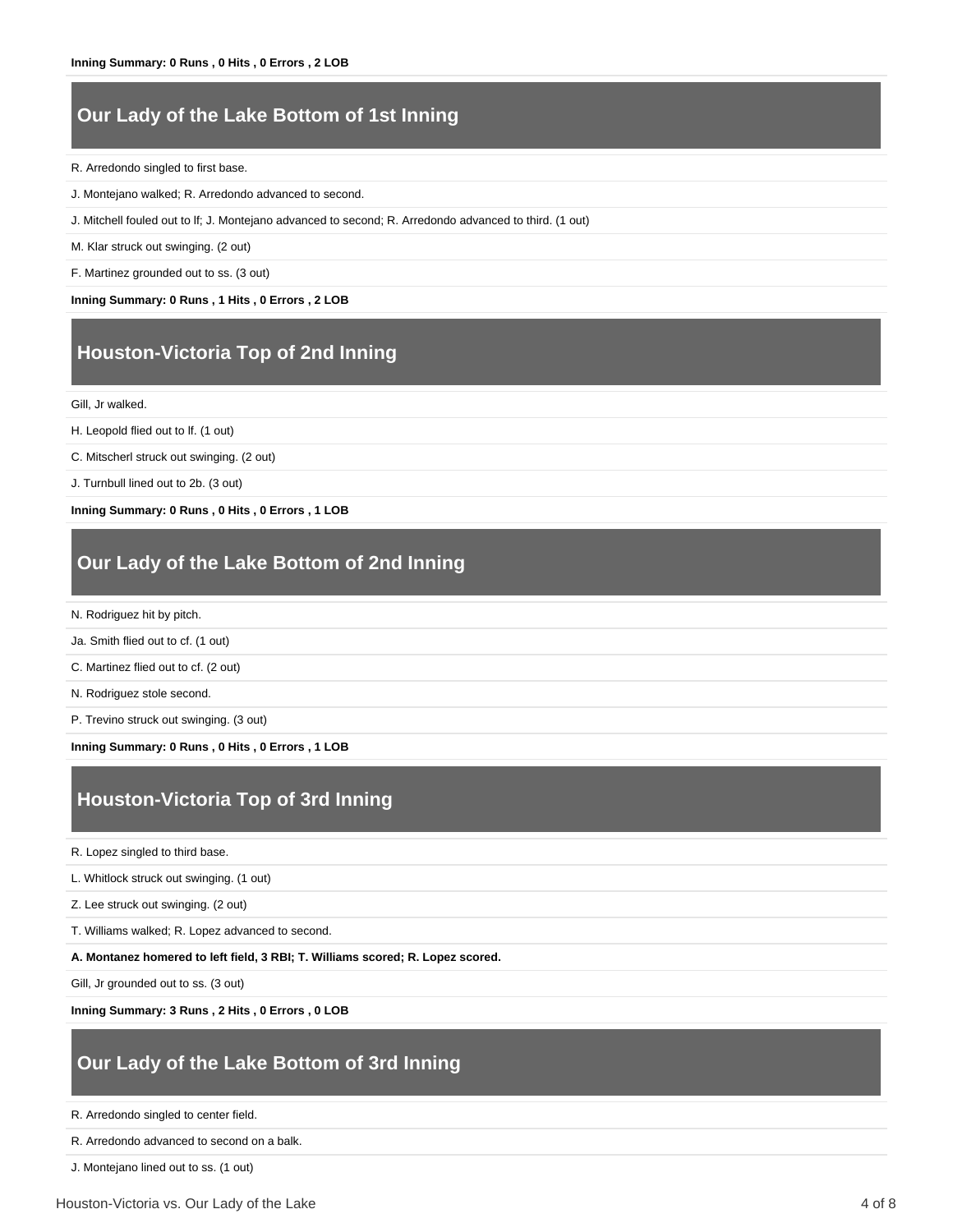**Inning Summary: 0 Runs , 0 Hits , 0 Errors , 2 LOB**

## Our Lady of the Lake Bottom of 1st Inning

R. Arredondo singled to first base.

J. Montejano walked; R. Arredondo advanced to second.

J. Mitchell fouled out to lf; J. Montejano advanced to second; R. Arredondo advanced to third. (1 out)

M. Klar struck out swinging. (2 out)

F. Martinez grounded out to ss. (3 out)

**Inning Summary: 0 Runs , 1 Hits , 0 Errors , 2 LOB**

## Houston-Victoria Top of 2nd Inning

Gill, Jr walked.

H. Leopold flied out to lf. (1 out)

C. Mitscherl struck out swinging. (2 out)

J. Turnbull lined out to 2b. (3 out)

**Inning Summary: 0 Runs , 0 Hits , 0 Errors , 1 LOB**

## Our Lady of the Lake Bottom of 2nd Inning

N. Rodriguez hit by pitch.

Ja. Smith flied out to cf. (1 out)

C. Martinez flied out to cf. (2 out)

N. Rodriguez stole second.

P. Trevino struck out swinging. (3 out)

**Inning Summary: 0 Runs , 0 Hits , 0 Errors , 1 LOB**

## Houston-Victoria Top of 3rd Inning

R. Lopez singled to third base.

L. Whitlock struck out swinging. (1 out)

Z. Lee struck out swinging. (2 out)

T. Williams walked; R. Lopez advanced to second.

**A. Montanez homered to left field, 3 RBI; T. Williams scored; R. Lopez scored.**

Gill, Jr grounded out to ss. (3 out)

**Inning Summary: 3 Runs , 2 Hits , 0 Errors , 0 LOB**

## Our Lady of the Lake Bottom of 3rd Inning

R. Arredondo singled to center field.

R. Arredondo advanced to second on a balk.

J. Montejano lined out to ss. (1 out)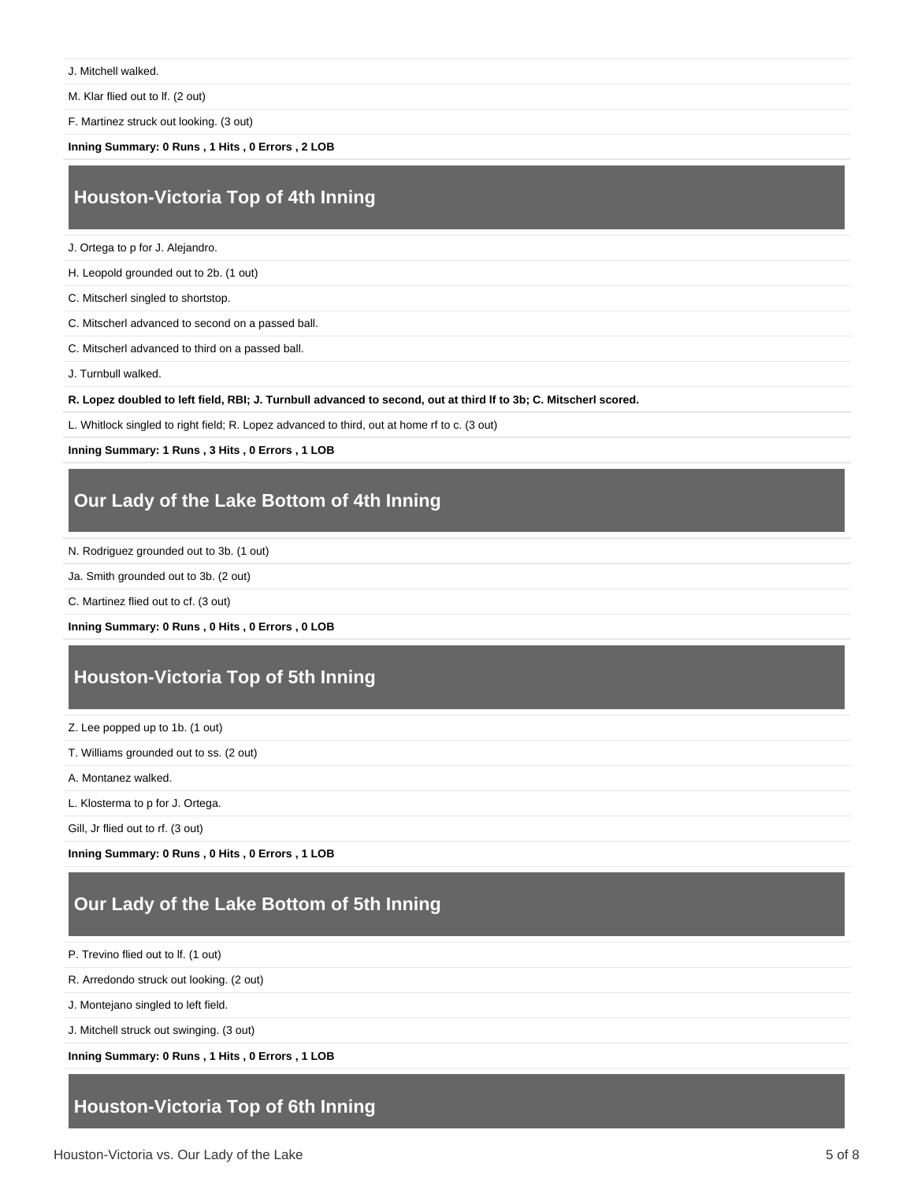J. Mitchell walked.

M. Klar flied out to lf. (2 out)

F. Martinez struck out looking. (3 out)

**Inning Summary: 0 Runs , 1 Hits , 0 Errors , 2 LOB**

## Houston-Victoria Top of 4th Inning

J. Ortega to p for J. Alejandro.

H. Leopold grounded out to 2b. (1 out)

C. Mitscherl singled to shortstop.

C. Mitscherl advanced to second on a passed ball.

C. Mitscherl advanced to third on a passed ball.

J. Turnbull walked.

**R. Lopez doubled to left field, RBI; J. Turnbull advanced to second, out at third lf to 3b; C. Mitscherl scored.**

L. Whitlock singled to right field; R. Lopez advanced to third, out at home rf to c. (3 out)

**Inning Summary: 1 Runs , 3 Hits , 0 Errors , 1 LOB**

## Our Lady of the Lake Bottom of 4th Inning

N. Rodriguez grounded out to 3b. (1 out)

Ja. Smith grounded out to 3b. (2 out)

C. Martinez flied out to cf. (3 out)

**Inning Summary: 0 Runs , 0 Hits , 0 Errors , 0 LOB**

## Houston-Victoria Top of 5th Inning

Z. Lee popped up to 1b. (1 out)

T. Williams grounded out to ss. (2 out)

A. Montanez walked.

L. Klosterma to p for J. Ortega.

Gill, Jr flied out to rf. (3 out)

**Inning Summary: 0 Runs , 0 Hits , 0 Errors , 1 LOB**

## Our Lady of the Lake Bottom of 5th Inning

P. Trevino flied out to lf. (1 out)

R. Arredondo struck out looking. (2 out)

J. Montejano singled to left field.

J. Mitchell struck out swinging. (3 out)

**Inning Summary: 0 Runs , 1 Hits , 0 Errors , 1 LOB**

## Houston-Victoria Top of 6th Inning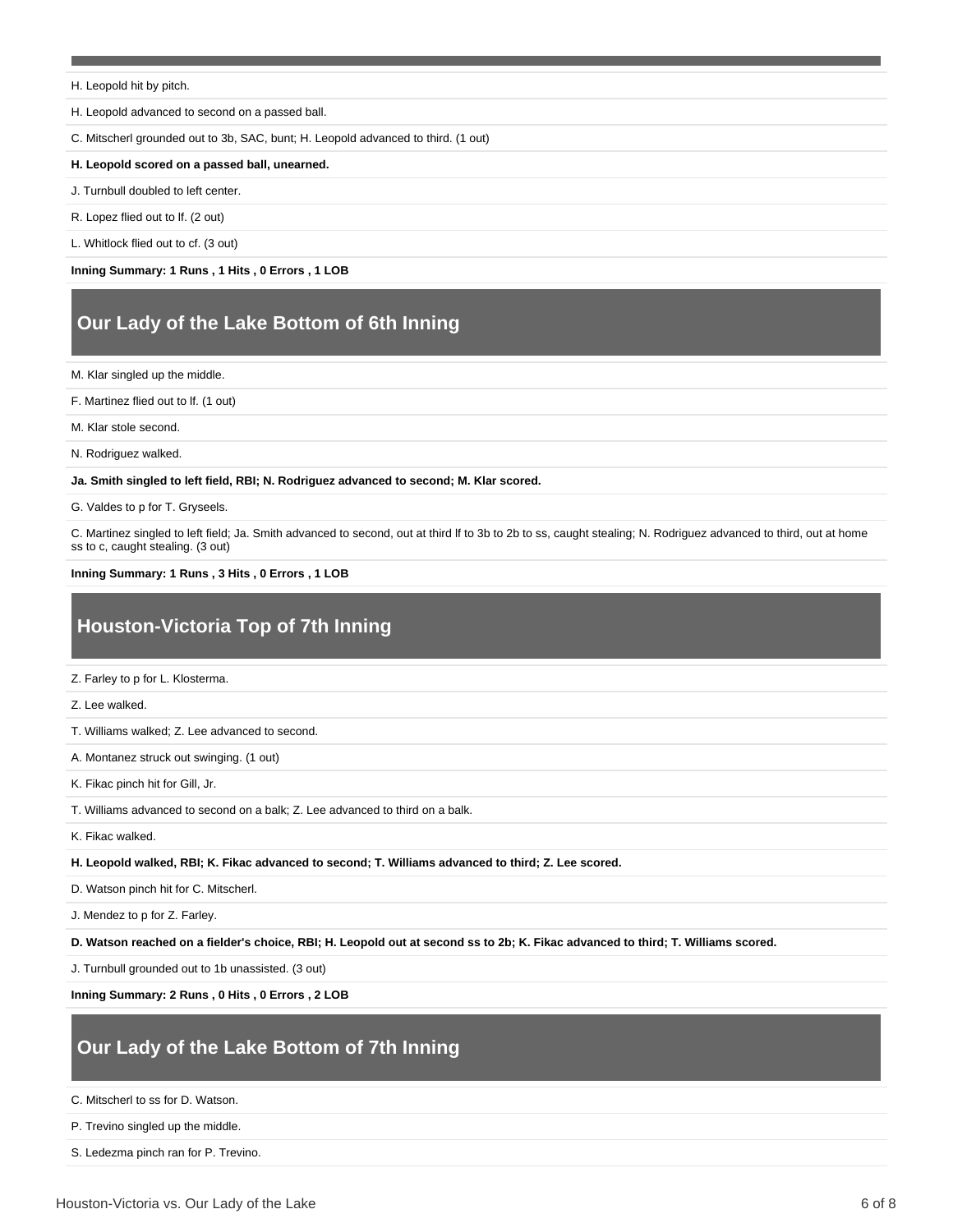H. Leopold hit by pitch.

H. Leopold advanced to second on a passed ball.

C. Mitscherl grounded out to 3b, SAC, bunt; H. Leopold advanced to third. (1 out)

**H. Leopold scored on a passed ball, unearned.**

J. Turnbull doubled to left center.

R. Lopez flied out to lf. (2 out)

L. Whitlock flied out to cf. (3 out)

**Inning Summary: 1 Runs , 1 Hits , 0 Errors , 1 LOB**

## Our Lady of the Lake Bottom of 6th Inning

M. Klar singled up the middle.

F. Martinez flied out to lf. (1 out)

M. Klar stole second.

N. Rodriguez walked.

**Ja. Smith singled to left field, RBI; N. Rodriguez advanced to second; M. Klar scored.**

G. Valdes to p for T. Gryseels.

C. Martinez singled to left field; Ja. Smith advanced to second, out at third lf to 3b to 2b to ss, caught stealing; N. Rodriguez advanced to third, out at home ss to c, caught stealing. (3 out)

**Inning Summary: 1 Runs , 3 Hits , 0 Errors , 1 LOB**

## Houston-Victoria Top of 7th Inning

Z. Farley to p for L. Klosterma.

Z. Lee walked.

T. Williams walked; Z. Lee advanced to second.

A. Montanez struck out swinging. (1 out)

K. Fikac pinch hit for Gill, Jr.

T. Williams advanced to second on a balk; Z. Lee advanced to third on a balk.

K. Fikac walked.

**H. Leopold walked, RBI; K. Fikac advanced to second; T. Williams advanced to third; Z. Lee scored.**

D. Watson pinch hit for C. Mitscherl.

J. Mendez to p for Z. Farley.

**D. Watson reached on a fielder's choice, RBI; H. Leopold out at second ss to 2b; K. Fikac advanced to third; T. Williams scored.**

J. Turnbull grounded out to 1b unassisted. (3 out)

**Inning Summary: 2 Runs , 0 Hits , 0 Errors , 2 LOB**

## Our Lady of the Lake Bottom of 7th Inning

C. Mitscherl to ss for D. Watson.

P. Trevino singled up the middle.

S. Ledezma pinch ran for P. Trevino.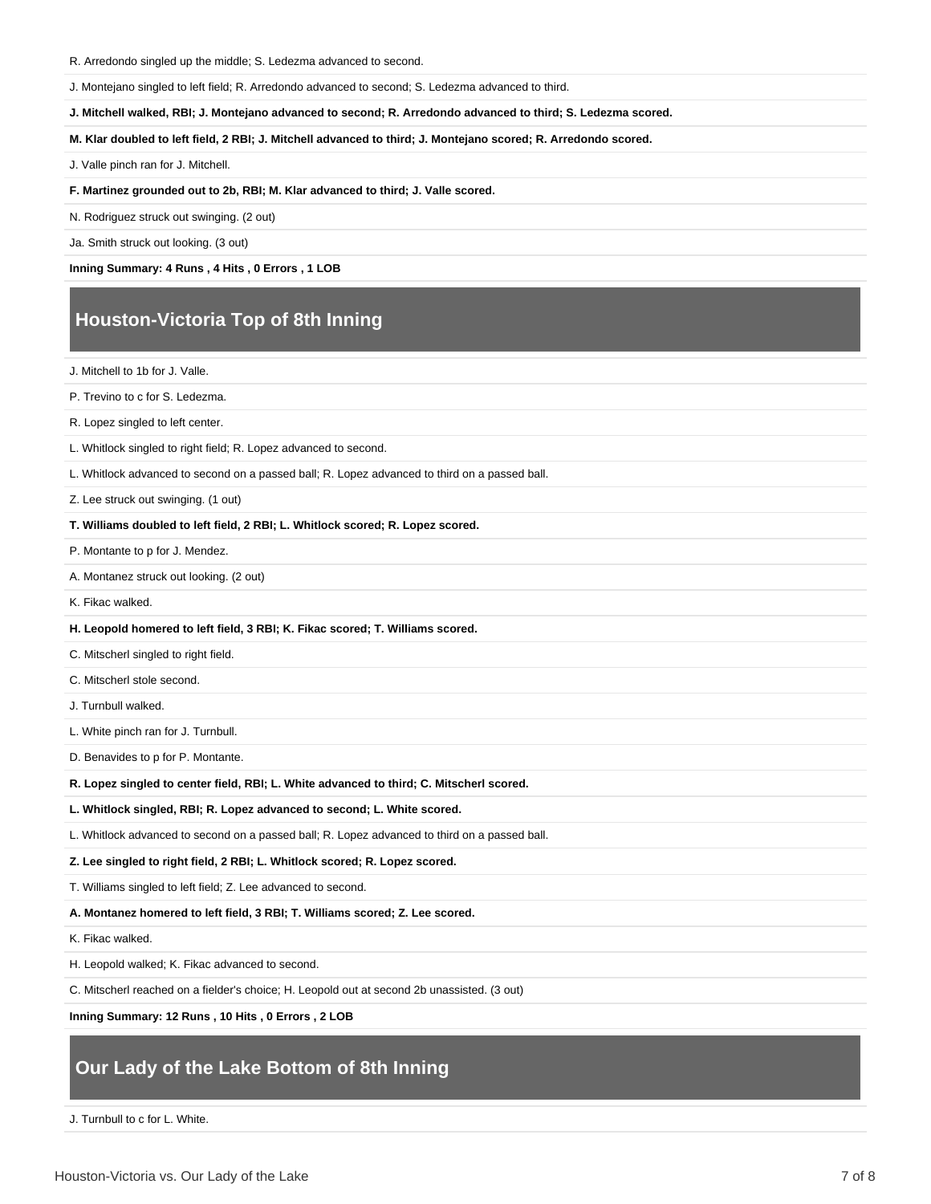R. Arredondo singled up the middle; S. Ledezma advanced to second.

J. Montejano singled to left field; R. Arredondo advanced to second; S. Ledezma advanced to third.

**J. Mitchell walked, RBI; J. Montejano advanced to second; R. Arredondo advanced to third; S. Ledezma scored.**

**M. Klar doubled to left field, 2 RBI; J. Mitchell advanced to third; J. Montejano scored; R. Arredondo scored.**

J. Valle pinch ran for J. Mitchell.

**F. Martinez grounded out to 2b, RBI; M. Klar advanced to third; J. Valle scored.**

N. Rodriguez struck out swinging. (2 out)

Ja. Smith struck out looking. (3 out)

**Inning Summary: 4 Runs , 4 Hits , 0 Errors , 1 LOB**

## Houston-Victoria Top of 8th Inning

J. Mitchell to 1b for J. Valle.

P. Trevino to c for S. Ledezma.

R. Lopez singled to left center.

L. Whitlock singled to right field; R. Lopez advanced to second.

L. Whitlock advanced to second on a passed ball; R. Lopez advanced to third on a passed ball.

Z. Lee struck out swinging. (1 out)

**T. Williams doubled to left field, 2 RBI; L. Whitlock scored; R. Lopez scored.**

P. Montante to p for J. Mendez.

A. Montanez struck out looking. (2 out)

K. Fikac walked.

**H. Leopold homered to left field, 3 RBI; K. Fikac scored; T. Williams scored.**

C. Mitscherl singled to right field.

C. Mitscherl stole second.

J. Turnbull walked.

L. White pinch ran for J. Turnbull.

D. Benavides to p for P. Montante.

**R. Lopez singled to center field, RBI; L. White advanced to third; C. Mitscherl scored.**

**L. Whitlock singled, RBI; R. Lopez advanced to second; L. White scored.**

L. Whitlock advanced to second on a passed ball; R. Lopez advanced to third on a passed ball.

**Z. Lee singled to right field, 2 RBI; L. Whitlock scored; R. Lopez scored.**

T. Williams singled to left field; Z. Lee advanced to second.

**A. Montanez homered to left field, 3 RBI; T. Williams scored; Z. Lee scored.**

K. Fikac walked.

H. Leopold walked; K. Fikac advanced to second.

C. Mitscherl reached on a fielder's choice; H. Leopold out at second 2b unassisted. (3 out)

**Inning Summary: 12 Runs , 10 Hits , 0 Errors , 2 LOB**

## Our Lady of the Lake Bottom of 8th Inning

J. Turnbull to c for L. White.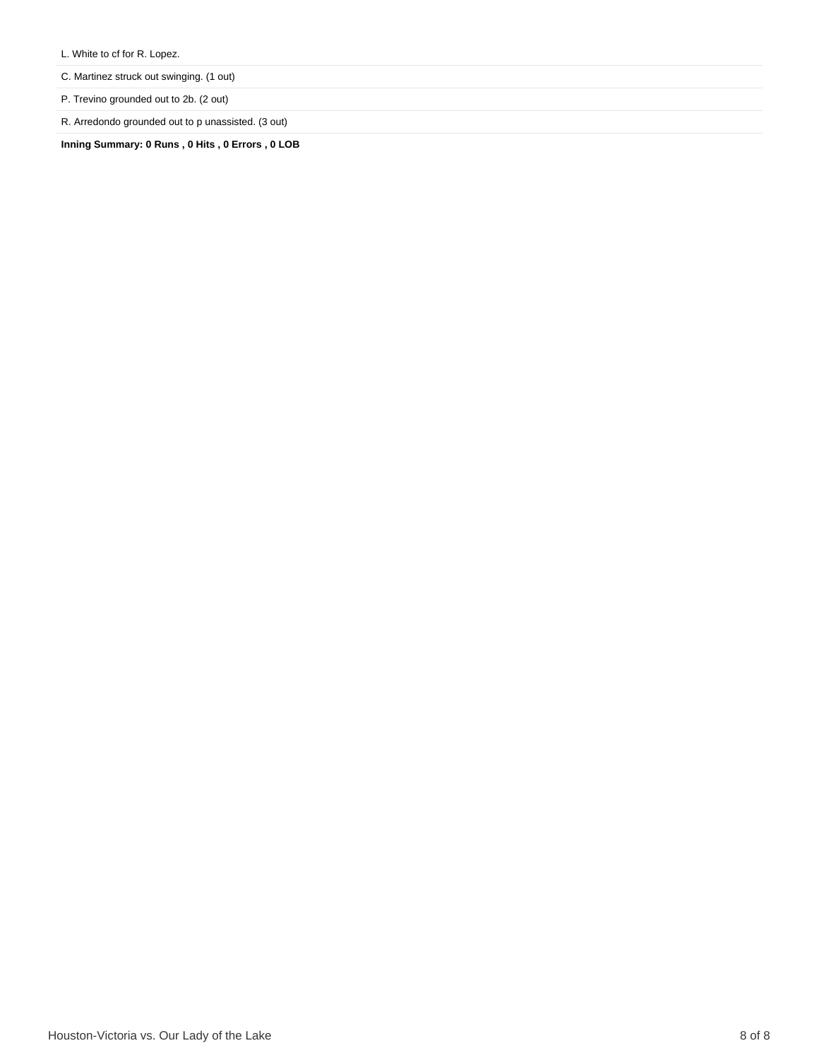L. White to cf for R. Lopez.

C. Martinez struck out swinging. (1 out)

P. Trevino grounded out to 2b. (2 out)

R. Arredondo grounded out to p unassisted. (3 out)

**Inning Summary: 0 Runs , 0 Hits , 0 Errors , 0 LOB**